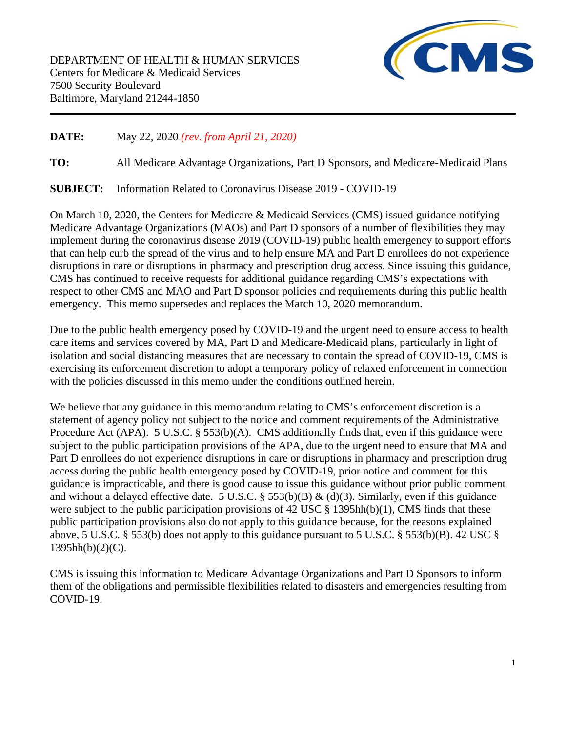DEPARTMENT OF HEALTH & HUMAN SERVICES
Centers for Medicare & Medicaid Services
7500 Security Boulevard
Baltimore, Maryland 21244-1850

---

**DATE:** May 22, 2020 *(rev. from April 21, 2020)*

**TO:** All Medicare Advantage Organizations, Part D Sponsors, and Medicare-Medicaid Plans

**SUBJECT:** Information Related to Coronavirus Disease 2019 - COVID-19

On March 10, 2020, the Centers for Medicare & Medicaid Services (CMS) issued guidance notifying Medicare Advantage Organizations (MAOs) and Part D sponsors of a number of flexibilities they may implement during the coronavirus disease 2019 (COVID-19) public health emergency to support efforts that can help curb the spread of the virus and to help ensure MA and Part D enrollees do not experience disruptions in care or disruptions in pharmacy and prescription drug access. Since issuing this guidance, CMS has continued to receive requests for additional guidance regarding CMS's expectations with respect to other CMS and MAO and Part D sponsor policies and requirements during this public health emergency. This memo supersedes and replaces the March 10, 2020 memorandum.

Due to the public health emergency posed by COVID-19 and the urgent need to ensure access to health care items and services covered by MA, Part D and Medicare-Medicaid plans, particularly in light of isolation and social distancing measures that are necessary to contain the spread of COVID-19, CMS is exercising its enforcement discretion to adopt a temporary policy of relaxed enforcement in connection with the policies discussed in this memo under the conditions outlined herein.

We believe that any guidance in this memorandum relating to CMS's enforcement discretion is a statement of agency policy not subject to the notice and comment requirements of the Administrative Procedure Act (APA). 5 U.S.C. § 553(b)(A). CMS additionally finds that, even if this guidance were subject to the public participation provisions of the APA, due to the urgent need to ensure that MA and Part D enrollees do not experience disruptions in care or disruptions in pharmacy and prescription drug access during the public health emergency posed by COVID-19, prior notice and comment for this guidance is impracticable, and there is good cause to issue this guidance without prior public comment and without a delayed effective date. 5 U.S.C. § 553(b)(B) & (d)(3). Similarly, even if this guidance were subject to the public participation provisions of 42 USC § 1395hh(b)(1), CMS finds that these public participation provisions also do not apply to this guidance because, for the reasons explained above, 5 U.S.C. § 553(b) does not apply to this guidance pursuant to 5 U.S.C. § 553(b)(B). 42 USC § 1395hh(b)(2)(C).

CMS is issuing this information to Medicare Advantage Organizations and Part D Sponsors to inform them of the obligations and permissible flexibilities related to disasters and emergencies resulting from COVID-19.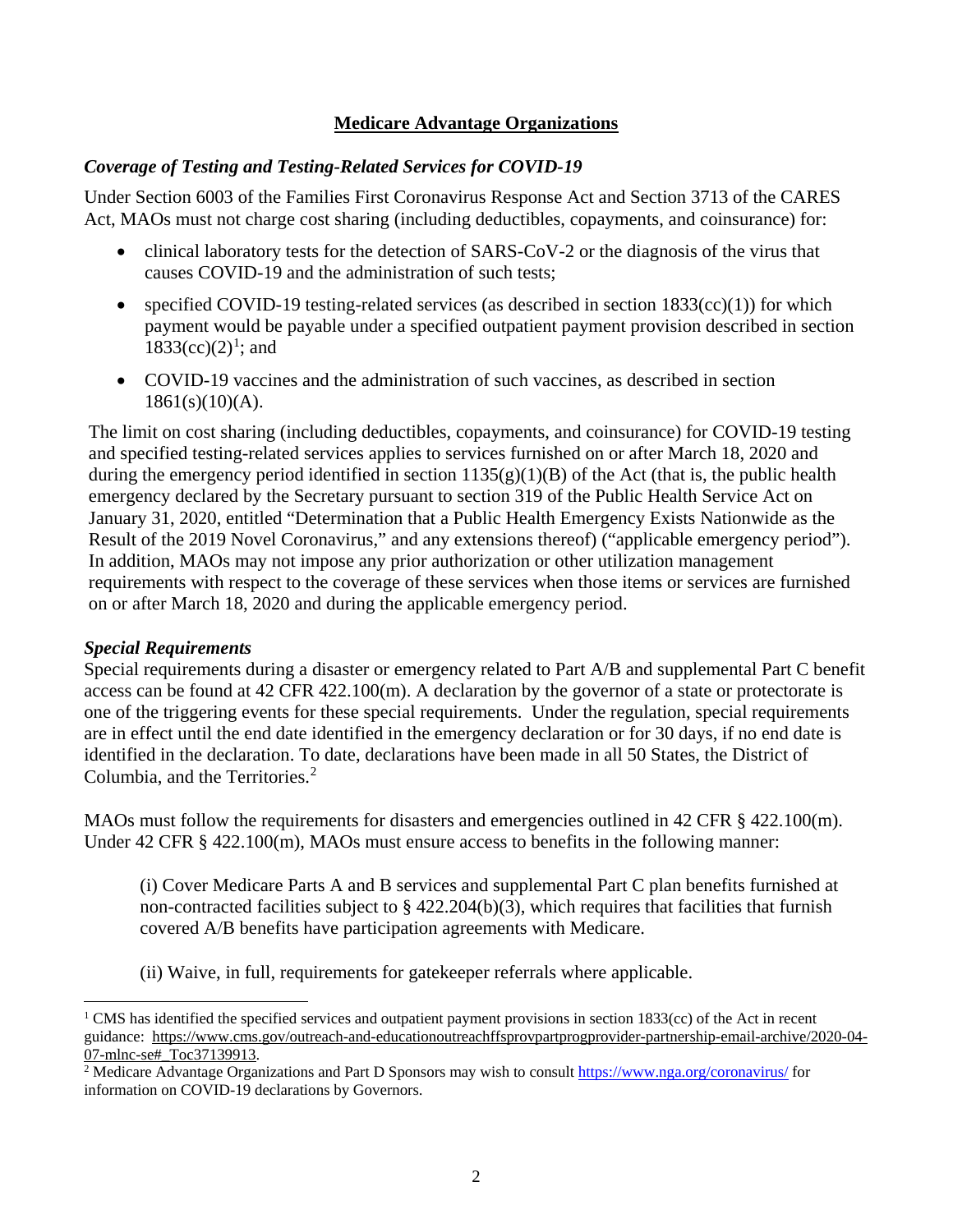## Medicare Advantage Organizations

### *Coverage of Testing and Testing-Related Services for COVID-19*

Under Section 6003 of the Families First Coronavirus Response Act and Section 3713 of the CARES Act, MAOs must not charge cost sharing (including deductibles, copayments, and coinsurance) for:

- clinical laboratory tests for the detection of SARS-CoV-2 or the diagnosis of the virus that causes COVID-19 and the administration of such tests;
- specified COVID-19 testing-related services (as described in section 1833(cc)(1)) for which payment would be payable under a specified outpatient payment provision described in section 1833(cc)(2)[1]; and
- COVID-19 vaccines and the administration of such vaccines, as described in section 1861(s)(10)(A).

The limit on cost sharing (including deductibles, copayments, and coinsurance) for COVID-19 testing and specified testing-related services applies to services furnished on or after March 18, 2020 and during the emergency period identified in section 1135(g)(1)(B) of the Act (that is, the public health emergency declared by the Secretary pursuant to section 319 of the Public Health Service Act on January 31, 2020, entitled "Determination that a Public Health Emergency Exists Nationwide as the Result of the 2019 Novel Coronavirus," and any extensions thereof) ("applicable emergency period"). In addition, MAOs may not impose any prior authorization or other utilization management requirements with respect to the coverage of these services when those items or services are furnished on or after March 18, 2020 and during the applicable emergency period.

### *Special Requirements*

Special requirements during a disaster or emergency related to Part A/B and supplemental Part C benefit access can be found at 42 CFR 422.100(m). A declaration by the governor of a state or protectorate is one of the triggering events for these special requirements. Under the regulation, special requirements are in effect until the end date identified in the emergency declaration or for 30 days, if no end date is identified in the declaration. To date, declarations have been made in all 50 States, the District of Columbia, and the Territories.[2]

MAOs must follow the requirements for disasters and emergencies outlined in 42 CFR § 422.100(m). Under 42 CFR § 422.100(m), MAOs must ensure access to benefits in the following manner:

> (i) Cover Medicare Parts A and B services and supplemental Part C plan benefits furnished at non-contracted facilities subject to § 422.204(b)(3), which requires that facilities that furnish covered A/B benefits have participation agreements with Medicare.
>
> (ii) Waive, in full, requirements for gatekeeper referrals where applicable.

---

[1] CMS has identified the specified services and outpatient payment provisions in section 1833(cc) of the Act in recent guidance: https://www.cms.gov/outreach-and-educationoutreachffsprovpartprogprovider-partnership-email-archive/2020-04-07-mlnc-se#_Toc37139913.

[2] Medicare Advantage Organizations and Part D Sponsors may wish to consult https://www.nga.org/coronavirus/ for information on COVID-19 declarations by Governors.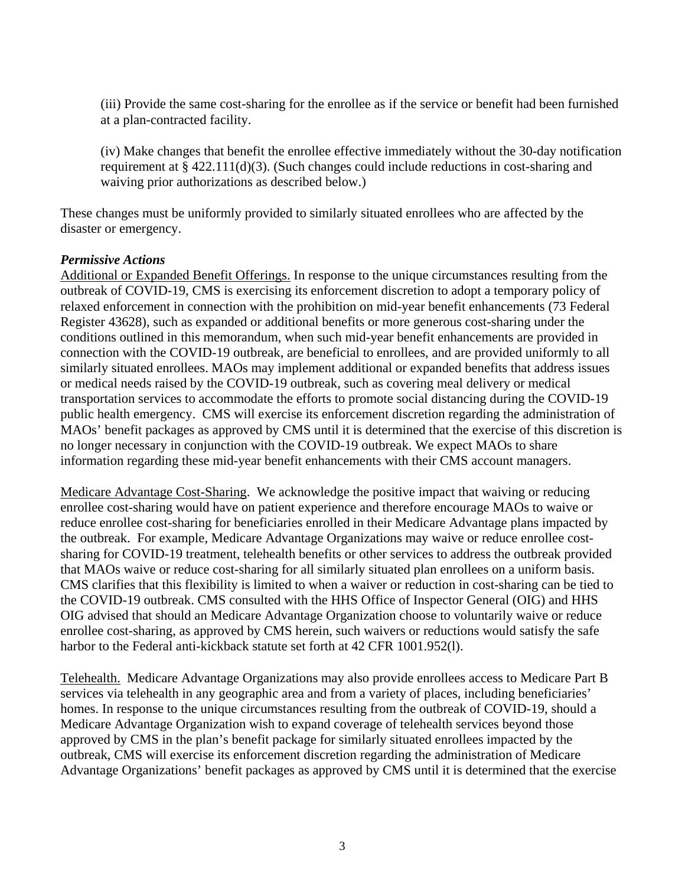(iii) Provide the same cost-sharing for the enrollee as if the service or benefit had been furnished at a plan-contracted facility.

(iv) Make changes that benefit the enrollee effective immediately without the 30-day notification requirement at § 422.111(d)(3). (Such changes could include reductions in cost-sharing and waiving prior authorizations as described below.)

These changes must be uniformly provided to similarly situated enrollees who are affected by the disaster or emergency.

***Permissive Actions***

Additional or Expanded Benefit Offerings. In response to the unique circumstances resulting from the outbreak of COVID-19, CMS is exercising its enforcement discretion to adopt a temporary policy of relaxed enforcement in connection with the prohibition on mid-year benefit enhancements (73 Federal Register 43628), such as expanded or additional benefits or more generous cost-sharing under the conditions outlined in this memorandum, when such mid-year benefit enhancements are provided in connection with the COVID-19 outbreak, are beneficial to enrollees, and are provided uniformly to all similarly situated enrollees. MAOs may implement additional or expanded benefits that address issues or medical needs raised by the COVID-19 outbreak, such as covering meal delivery or medical transportation services to accommodate the efforts to promote social distancing during the COVID-19 public health emergency. CMS will exercise its enforcement discretion regarding the administration of MAOs' benefit packages as approved by CMS until it is determined that the exercise of this discretion is no longer necessary in conjunction with the COVID-19 outbreak. We expect MAOs to share information regarding these mid-year benefit enhancements with their CMS account managers.

Medicare Advantage Cost-Sharing. We acknowledge the positive impact that waiving or reducing enrollee cost-sharing would have on patient experience and therefore encourage MAOs to waive or reduce enrollee cost-sharing for beneficiaries enrolled in their Medicare Advantage plans impacted by the outbreak. For example, Medicare Advantage Organizations may waive or reduce enrollee cost-sharing for COVID-19 treatment, telehealth benefits or other services to address the outbreak provided that MAOs waive or reduce cost-sharing for all similarly situated plan enrollees on a uniform basis. CMS clarifies that this flexibility is limited to when a waiver or reduction in cost-sharing can be tied to the COVID-19 outbreak. CMS consulted with the HHS Office of Inspector General (OIG) and HHS OIG advised that should an Medicare Advantage Organization choose to voluntarily waive or reduce enrollee cost-sharing, as approved by CMS herein, such waivers or reductions would satisfy the safe harbor to the Federal anti-kickback statute set forth at 42 CFR 1001.952(l).

Telehealth. Medicare Advantage Organizations may also provide enrollees access to Medicare Part B services via telehealth in any geographic area and from a variety of places, including beneficiaries' homes. In response to the unique circumstances resulting from the outbreak of COVID-19, should a Medicare Advantage Organization wish to expand coverage of telehealth services beyond those approved by CMS in the plan's benefit package for similarly situated enrollees impacted by the outbreak, CMS will exercise its enforcement discretion regarding the administration of Medicare Advantage Organizations' benefit packages as approved by CMS until it is determined that the exercise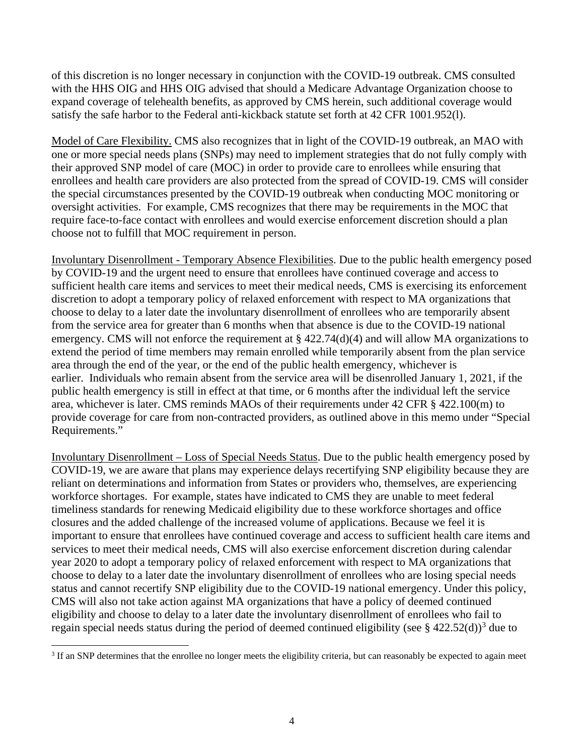of this discretion is no longer necessary in conjunction with the COVID-19 outbreak. CMS consulted with the HHS OIG and HHS OIG advised that should a Medicare Advantage Organization choose to expand coverage of telehealth benefits, as approved by CMS herein, such additional coverage would satisfy the safe harbor to the Federal anti-kickback statute set forth at 42 CFR 1001.952(l).

<u>Model of Care Flexibility.</u> CMS also recognizes that in light of the COVID-19 outbreak, an MAO with one or more special needs plans (SNPs) may need to implement strategies that do not fully comply with their approved SNP model of care (MOC) in order to provide care to enrollees while ensuring that enrollees and health care providers are also protected from the spread of COVID-19. CMS will consider the special circumstances presented by the COVID-19 outbreak when conducting MOC monitoring or oversight activities. For example, CMS recognizes that there may be requirements in the MOC that require face-to-face contact with enrollees and would exercise enforcement discretion should a plan choose not to fulfill that MOC requirement in person.

<u>Involuntary Disenrollment - Temporary Absence Flexibilities</u>. Due to the public health emergency posed by COVID-19 and the urgent need to ensure that enrollees have continued coverage and access to sufficient health care items and services to meet their medical needs, CMS is exercising its enforcement discretion to adopt a temporary policy of relaxed enforcement with respect to MA organizations that choose to delay to a later date the involuntary disenrollment of enrollees who are temporarily absent from the service area for greater than 6 months when that absence is due to the COVID-19 national emergency. CMS will not enforce the requirement at § 422.74(d)(4) and will allow MA organizations to extend the period of time members may remain enrolled while temporarily absent from the plan service area through the end of the year, or the end of the public health emergency, whichever is earlier. Individuals who remain absent from the service area will be disenrolled January 1, 2021, if the public health emergency is still in effect at that time, or 6 months after the individual left the service area, whichever is later. CMS reminds MAOs of their requirements under 42 CFR § 422.100(m) to provide coverage for care from non-contracted providers, as outlined above in this memo under "Special Requirements."

<u>Involuntary Disenrollment – Loss of Special Needs Status</u>. Due to the public health emergency posed by COVID-19, we are aware that plans may experience delays recertifying SNP eligibility because they are reliant on determinations and information from States or providers who, themselves, are experiencing workforce shortages. For example, states have indicated to CMS they are unable to meet federal timeliness standards for renewing Medicaid eligibility due to these workforce shortages and office closures and the added challenge of the increased volume of applications. Because we feel it is important to ensure that enrollees have continued coverage and access to sufficient health care items and services to meet their medical needs, CMS will also exercise enforcement discretion during calendar year 2020 to adopt a temporary policy of relaxed enforcement with respect to MA organizations that choose to delay to a later date the involuntary disenrollment of enrollees who are losing special needs status and cannot recertify SNP eligibility due to the COVID-19 national emergency. Under this policy, CMS will also not take action against MA organizations that have a policy of deemed continued eligibility and choose to delay to a later date the involuntary disenrollment of enrollees who fail to regain special needs status during the period of deemed continued eligibility (see § 422.52(d))[3] due to

[3] If an SNP determines that the enrollee no longer meets the eligibility criteria, but can reasonably be expected to again meet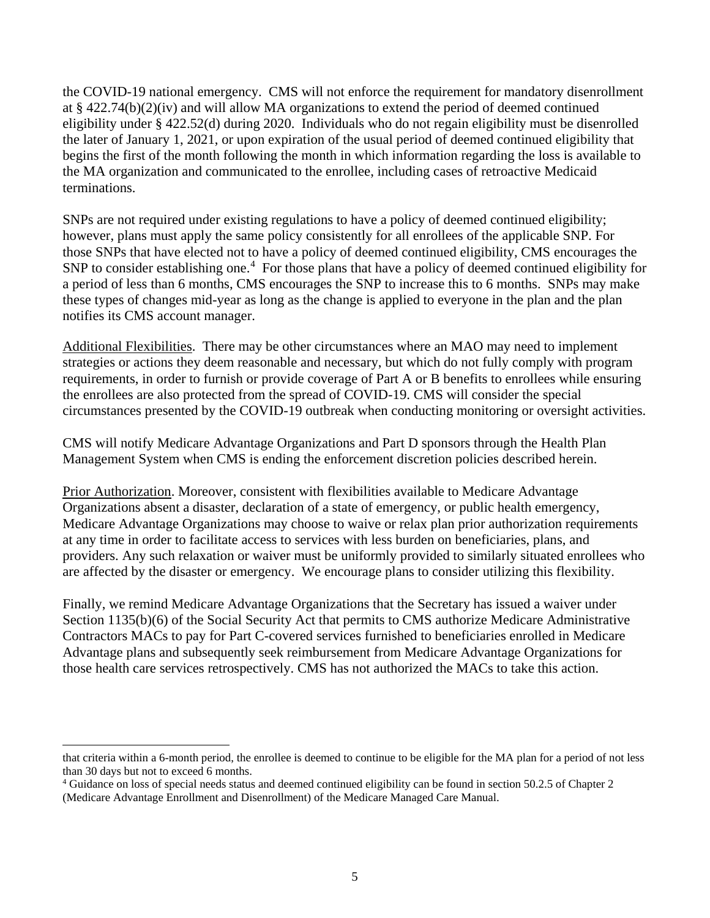the COVID-19 national emergency. CMS will not enforce the requirement for mandatory disenrollment at § 422.74(b)(2)(iv) and will allow MA organizations to extend the period of deemed continued eligibility under § 422.52(d) during 2020. Individuals who do not regain eligibility must be disenrolled the later of January 1, 2021, or upon expiration of the usual period of deemed continued eligibility that begins the first of the month following the month in which information regarding the loss is available to the MA organization and communicated to the enrollee, including cases of retroactive Medicaid terminations.

SNPs are not required under existing regulations to have a policy of deemed continued eligibility; however, plans must apply the same policy consistently for all enrollees of the applicable SNP. For those SNPs that have elected not to have a policy of deemed continued eligibility, CMS encourages the SNP to consider establishing one.[4] For those plans that have a policy of deemed continued eligibility for a period of less than 6 months, CMS encourages the SNP to increase this to 6 months. SNPs may make these types of changes mid-year as long as the change is applied to everyone in the plan and the plan notifies its CMS account manager.

Additional Flexibilities. There may be other circumstances where an MAO may need to implement strategies or actions they deem reasonable and necessary, but which do not fully comply with program requirements, in order to furnish or provide coverage of Part A or B benefits to enrollees while ensuring the enrollees are also protected from the spread of COVID-19. CMS will consider the special circumstances presented by the COVID-19 outbreak when conducting monitoring or oversight activities.

CMS will notify Medicare Advantage Organizations and Part D sponsors through the Health Plan Management System when CMS is ending the enforcement discretion policies described herein.

Prior Authorization. Moreover, consistent with flexibilities available to Medicare Advantage Organizations absent a disaster, declaration of a state of emergency, or public health emergency, Medicare Advantage Organizations may choose to waive or relax plan prior authorization requirements at any time in order to facilitate access to services with less burden on beneficiaries, plans, and providers. Any such relaxation or waiver must be uniformly provided to similarly situated enrollees who are affected by the disaster or emergency. We encourage plans to consider utilizing this flexibility.

Finally, we remind Medicare Advantage Organizations that the Secretary has issued a waiver under Section 1135(b)(6) of the Social Security Act that permits to CMS authorize Medicare Administrative Contractors MACs to pay for Part C-covered services furnished to beneficiaries enrolled in Medicare Advantage plans and subsequently seek reimbursement from Medicare Advantage Organizations for those health care services retrospectively. CMS has not authorized the MACs to take this action.

---

that criteria within a 6-month period, the enrollee is deemed to continue to be eligible for the MA plan for a period of not less than 30 days but not to exceed 6 months.

[4] Guidance on loss of special needs status and deemed continued eligibility can be found in section 50.2.5 of Chapter 2 (Medicare Advantage Enrollment and Disenrollment) of the Medicare Managed Care Manual.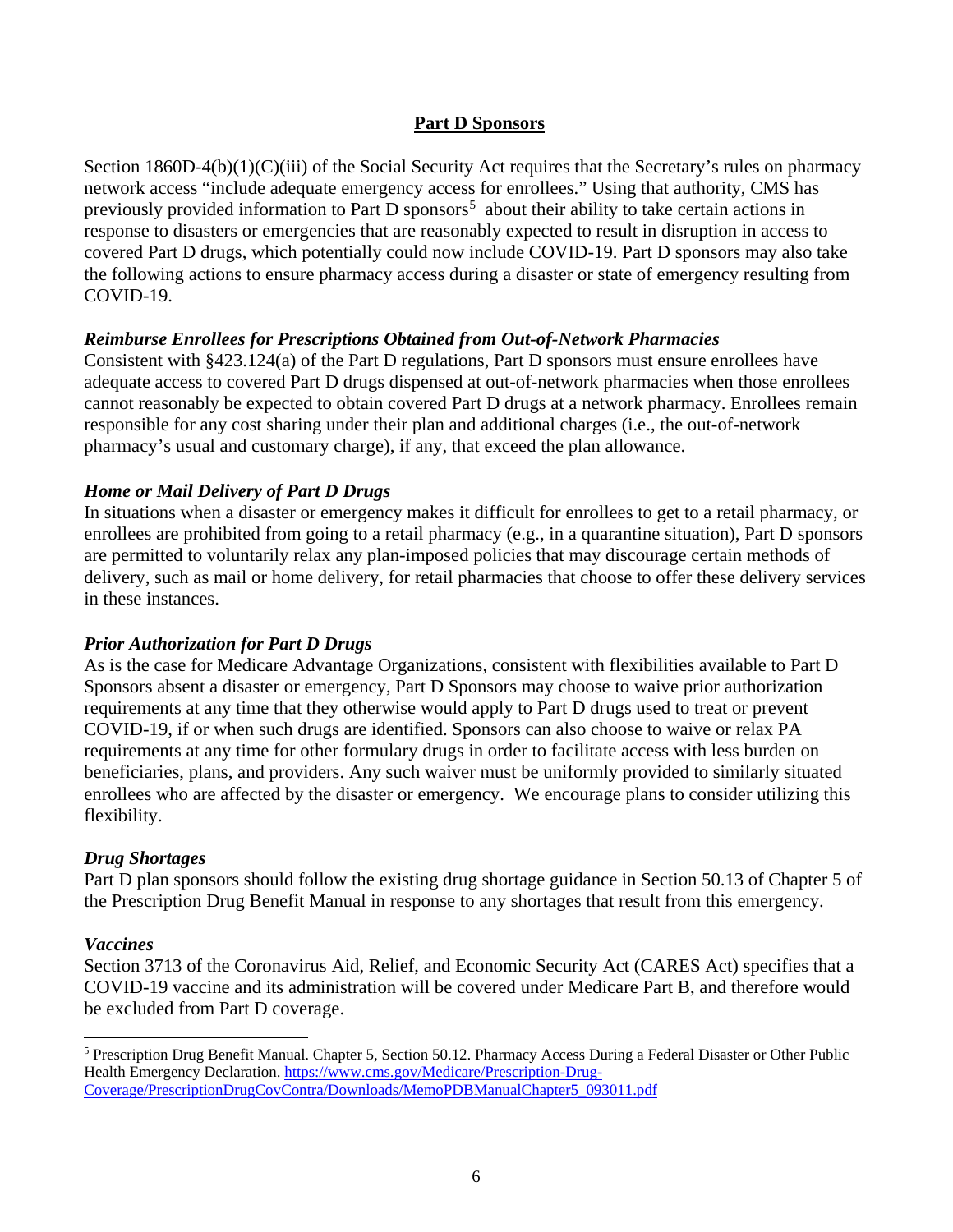## Part D Sponsors

Section 1860D-4(b)(1)(C)(iii) of the Social Security Act requires that the Secretary's rules on pharmacy network access "include adequate emergency access for enrollees." Using that authority, CMS has previously provided information to Part D sponsors[5] about their ability to take certain actions in response to disasters or emergencies that are reasonably expected to result in disruption in access to covered Part D drugs, which potentially could now include COVID-19. Part D sponsors may also take the following actions to ensure pharmacy access during a disaster or state of emergency resulting from COVID-19.

***Reimburse Enrollees for Prescriptions Obtained from Out-of-Network Pharmacies***

Consistent with §423.124(a) of the Part D regulations, Part D sponsors must ensure enrollees have adequate access to covered Part D drugs dispensed at out-of-network pharmacies when those enrollees cannot reasonably be expected to obtain covered Part D drugs at a network pharmacy. Enrollees remain responsible for any cost sharing under their plan and additional charges (i.e., the out-of-network pharmacy's usual and customary charge), if any, that exceed the plan allowance.

***Home or Mail Delivery of Part D Drugs***

In situations when a disaster or emergency makes it difficult for enrollees to get to a retail pharmacy, or enrollees are prohibited from going to a retail pharmacy (e.g., in a quarantine situation), Part D sponsors are permitted to voluntarily relax any plan-imposed policies that may discourage certain methods of delivery, such as mail or home delivery, for retail pharmacies that choose to offer these delivery services in these instances.

***Prior Authorization for Part D Drugs***

As is the case for Medicare Advantage Organizations, consistent with flexibilities available to Part D Sponsors absent a disaster or emergency, Part D Sponsors may choose to waive prior authorization requirements at any time that they otherwise would apply to Part D drugs used to treat or prevent COVID-19, if or when such drugs are identified. Sponsors can also choose to waive or relax PA requirements at any time for other formulary drugs in order to facilitate access with less burden on beneficiaries, plans, and providers. Any such waiver must be uniformly provided to similarly situated enrollees who are affected by the disaster or emergency. We encourage plans to consider utilizing this flexibility.

***Drug Shortages***

Part D plan sponsors should follow the existing drug shortage guidance in Section 50.13 of Chapter 5 of the Prescription Drug Benefit Manual in response to any shortages that result from this emergency.

***Vaccines***

Section 3713 of the Coronavirus Aid, Relief, and Economic Security Act (CARES Act) specifies that a COVID-19 vaccine and its administration will be covered under Medicare Part B, and therefore would be excluded from Part D coverage.

---

[5] Prescription Drug Benefit Manual. Chapter 5, Section 50.12. Pharmacy Access During a Federal Disaster or Other Public Health Emergency Declaration. https://www.cms.gov/Medicare/Prescription-Drug-Coverage/PrescriptionDrugCovContra/Downloads/MemoPDBManualChapter5_093011.pdf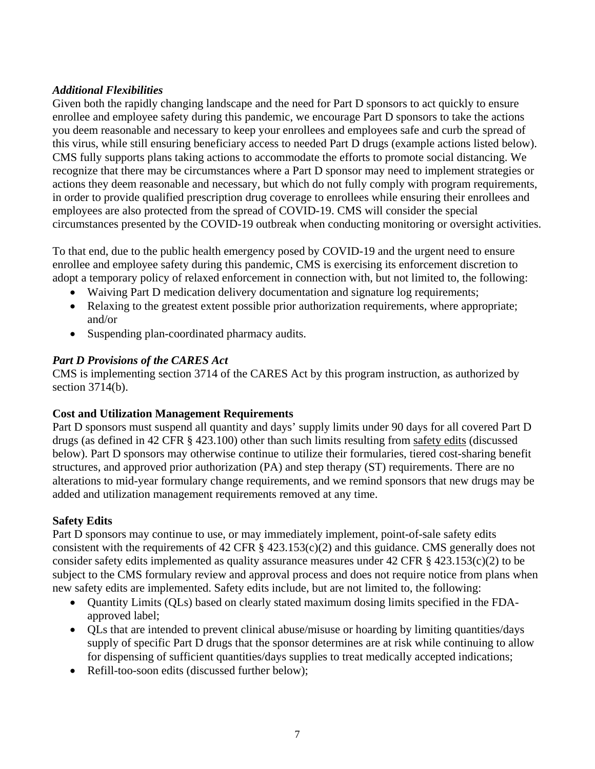### *Additional Flexibilities*

Given both the rapidly changing landscape and the need for Part D sponsors to act quickly to ensure enrollee and employee safety during this pandemic, we encourage Part D sponsors to take the actions you deem reasonable and necessary to keep your enrollees and employees safe and curb the spread of this virus, while still ensuring beneficiary access to needed Part D drugs (example actions listed below). CMS fully supports plans taking actions to accommodate the efforts to promote social distancing. We recognize that there may be circumstances where a Part D sponsor may need to implement strategies or actions they deem reasonable and necessary, but which do not fully comply with program requirements, in order to provide qualified prescription drug coverage to enrollees while ensuring their enrollees and employees are also protected from the spread of COVID-19. CMS will consider the special circumstances presented by the COVID-19 outbreak when conducting monitoring or oversight activities.

To that end, due to the public health emergency posed by COVID-19 and the urgent need to ensure enrollee and employee safety during this pandemic, CMS is exercising its enforcement discretion to adopt a temporary policy of relaxed enforcement in connection with, but not limited to, the following:

- Waiving Part D medication delivery documentation and signature log requirements;
- Relaxing to the greatest extent possible prior authorization requirements, where appropriate; and/or
- Suspending plan-coordinated pharmacy audits.

### *Part D Provisions of the CARES Act*

CMS is implementing section 3714 of the CARES Act by this program instruction, as authorized by section 3714(b).

**Cost and Utilization Management Requirements**

Part D sponsors must suspend all quantity and days' supply limits under 90 days for all covered Part D drugs (as defined in 42 CFR § 423.100) other than such limits resulting from safety edits (discussed below). Part D sponsors may otherwise continue to utilize their formularies, tiered cost-sharing benefit structures, and approved prior authorization (PA) and step therapy (ST) requirements. There are no alterations to mid-year formulary change requirements, and we remind sponsors that new drugs may be added and utilization management requirements removed at any time.

**Safety Edits**

Part D sponsors may continue to use, or may immediately implement, point-of-sale safety edits consistent with the requirements of 42 CFR § 423.153(c)(2) and this guidance. CMS generally does not consider safety edits implemented as quality assurance measures under 42 CFR § 423.153(c)(2) to be subject to the CMS formulary review and approval process and does not require notice from plans when new safety edits are implemented. Safety edits include, but are not limited to, the following:

- Quantity Limits (QLs) based on clearly stated maximum dosing limits specified in the FDA-approved label;
- QLs that are intended to prevent clinical abuse/misuse or hoarding by limiting quantities/days supply of specific Part D drugs that the sponsor determines are at risk while continuing to allow for dispensing of sufficient quantities/days supplies to treat medically accepted indications;
- Refill-too-soon edits (discussed further below);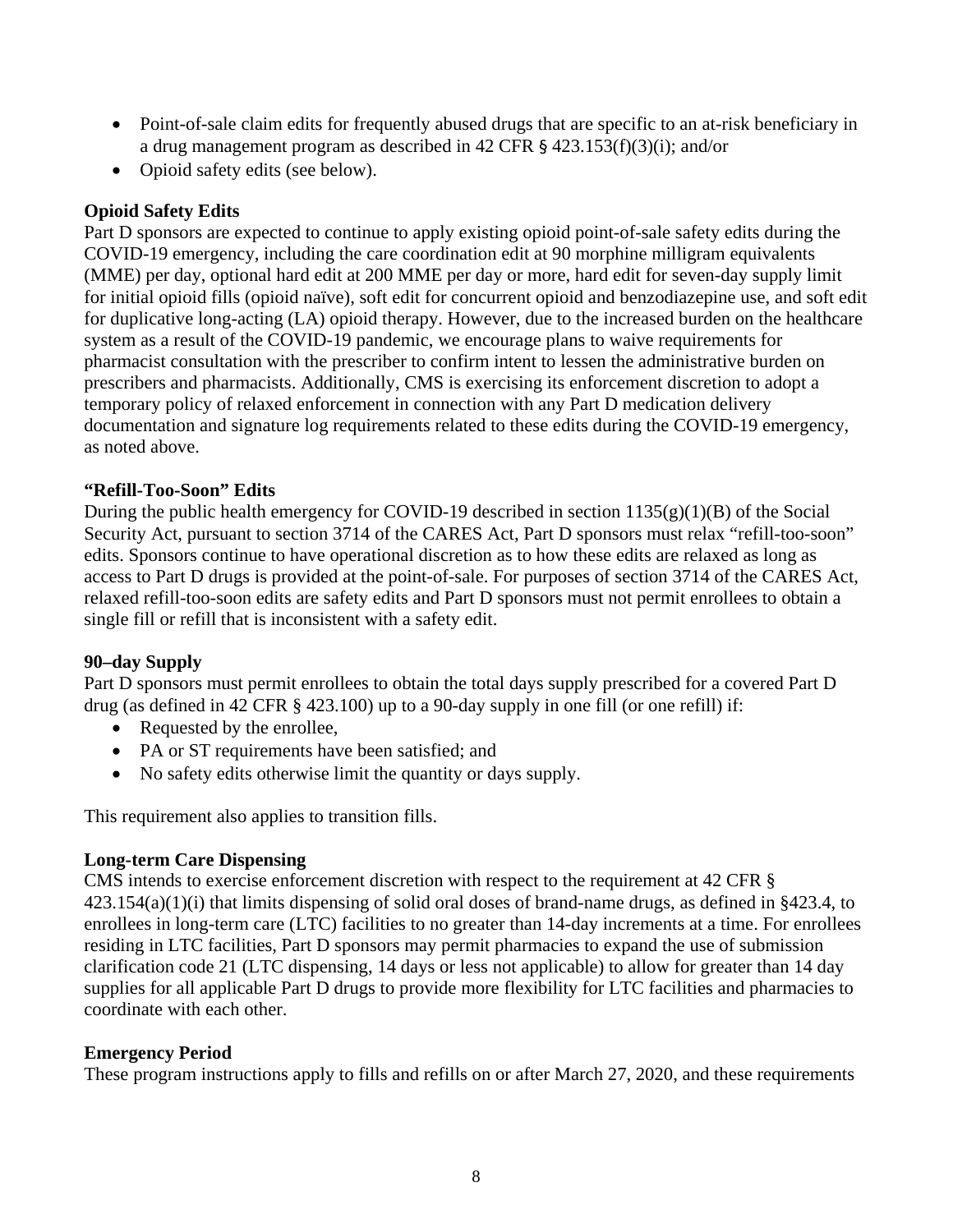- Point-of-sale claim edits for frequently abused drugs that are specific to an at-risk beneficiary in a drug management program as described in 42 CFR § 423.153(f)(3)(i); and/or
- Opioid safety edits (see below).

**Opioid Safety Edits**

Part D sponsors are expected to continue to apply existing opioid point-of-sale safety edits during the COVID-19 emergency, including the care coordination edit at 90 morphine milligram equivalents (MME) per day, optional hard edit at 200 MME per day or more, hard edit for seven-day supply limit for initial opioid fills (opioid naïve), soft edit for concurrent opioid and benzodiazepine use, and soft edit for duplicative long-acting (LA) opioid therapy. However, due to the increased burden on the healthcare system as a result of the COVID-19 pandemic, we encourage plans to waive requirements for pharmacist consultation with the prescriber to confirm intent to lessen the administrative burden on prescribers and pharmacists. Additionally, CMS is exercising its enforcement discretion to adopt a temporary policy of relaxed enforcement in connection with any Part D medication delivery documentation and signature log requirements related to these edits during the COVID-19 emergency, as noted above.

**"Refill-Too-Soon" Edits**

During the public health emergency for COVID-19 described in section 1135(g)(1)(B) of the Social Security Act, pursuant to section 3714 of the CARES Act, Part D sponsors must relax "refill-too-soon" edits. Sponsors continue to have operational discretion as to how these edits are relaxed as long as access to Part D drugs is provided at the point-of-sale. For purposes of section 3714 of the CARES Act, relaxed refill-too-soon edits are safety edits and Part D sponsors must not permit enrollees to obtain a single fill or refill that is inconsistent with a safety edit.

**90–day Supply**

Part D sponsors must permit enrollees to obtain the total days supply prescribed for a covered Part D drug (as defined in 42 CFR § 423.100) up to a 90-day supply in one fill (or one refill) if:

- Requested by the enrollee,
- PA or ST requirements have been satisfied; and
- No safety edits otherwise limit the quantity or days supply.

This requirement also applies to transition fills.

**Long-term Care Dispensing**

CMS intends to exercise enforcement discretion with respect to the requirement at 42 CFR § 423.154(a)(1)(i) that limits dispensing of solid oral doses of brand-name drugs, as defined in §423.4, to enrollees in long-term care (LTC) facilities to no greater than 14-day increments at a time. For enrollees residing in LTC facilities, Part D sponsors may permit pharmacies to expand the use of submission clarification code 21 (LTC dispensing, 14 days or less not applicable) to allow for greater than 14 day supplies for all applicable Part D drugs to provide more flexibility for LTC facilities and pharmacies to coordinate with each other.

**Emergency Period**

These program instructions apply to fills and refills on or after March 27, 2020, and these requirements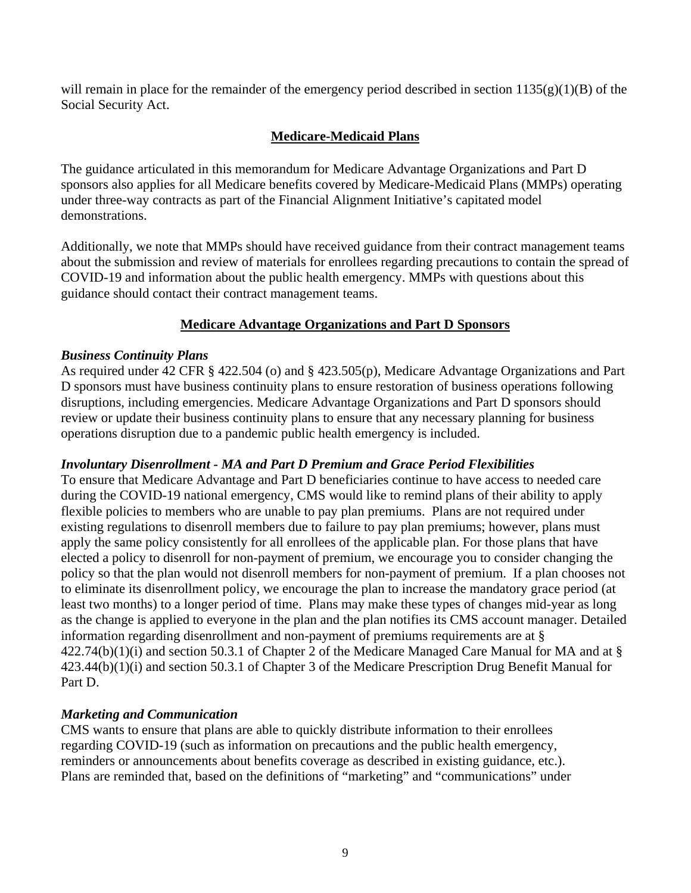will remain in place for the remainder of the emergency period described in section 1135(g)(1)(B) of the Social Security Act.

## **Medicare-Medicaid Plans**

The guidance articulated in this memorandum for Medicare Advantage Organizations and Part D sponsors also applies for all Medicare benefits covered by Medicare-Medicaid Plans (MMPs) operating under three-way contracts as part of the Financial Alignment Initiative's capitated model demonstrations.

Additionally, we note that MMPs should have received guidance from their contract management teams about the submission and review of materials for enrollees regarding precautions to contain the spread of COVID-19 and information about the public health emergency. MMPs with questions about this guidance should contact their contract management teams.

## **Medicare Advantage Organizations and Part D Sponsors**

***Business Continuity Plans***

As required under 42 CFR § 422.504 (o) and § 423.505(p), Medicare Advantage Organizations and Part D sponsors must have business continuity plans to ensure restoration of business operations following disruptions, including emergencies. Medicare Advantage Organizations and Part D sponsors should review or update their business continuity plans to ensure that any necessary planning for business operations disruption due to a pandemic public health emergency is included.

***Involuntary Disenrollment - MA and Part D Premium and Grace Period Flexibilities***

To ensure that Medicare Advantage and Part D beneficiaries continue to have access to needed care during the COVID-19 national emergency, CMS would like to remind plans of their ability to apply flexible policies to members who are unable to pay plan premiums. Plans are not required under existing regulations to disenroll members due to failure to pay plan premiums; however, plans must apply the same policy consistently for all enrollees of the applicable plan. For those plans that have elected a policy to disenroll for non-payment of premium, we encourage you to consider changing the policy so that the plan would not disenroll members for non-payment of premium. If a plan chooses not to eliminate its disenrollment policy, we encourage the plan to increase the mandatory grace period (at least two months) to a longer period of time. Plans may make these types of changes mid-year as long as the change is applied to everyone in the plan and the plan notifies its CMS account manager. Detailed information regarding disenrollment and non-payment of premiums requirements are at § 422.74(b)(1)(i) and section 50.3.1 of Chapter 2 of the Medicare Managed Care Manual for MA and at § 423.44(b)(1)(i) and section 50.3.1 of Chapter 3 of the Medicare Prescription Drug Benefit Manual for Part D.

***Marketing and Communication***

CMS wants to ensure that plans are able to quickly distribute information to their enrollees regarding COVID-19 (such as information on precautions and the public health emergency, reminders or announcements about benefits coverage as described in existing guidance, etc.). Plans are reminded that, based on the definitions of "marketing" and "communications" under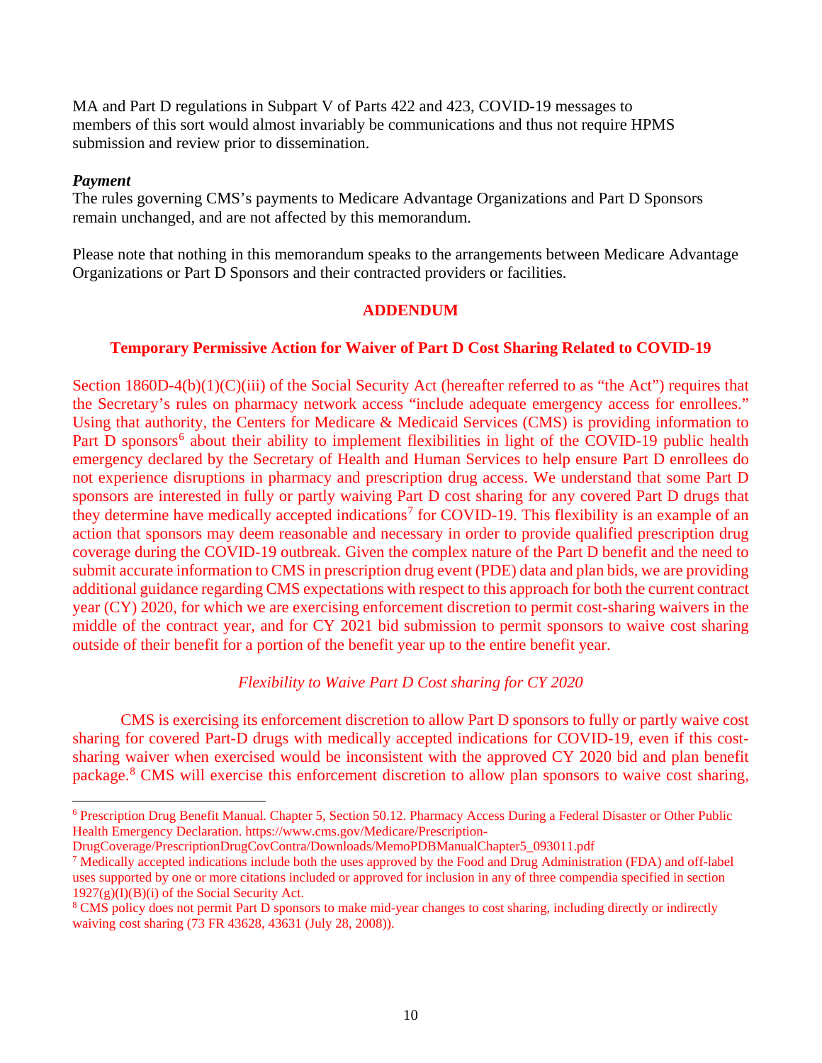MA and Part D regulations in Subpart V of Parts 422 and 423, COVID-19 messages to members of this sort would almost invariably be communications and thus not require HPMS submission and review prior to dissemination.

***Payment***

The rules governing CMS's payments to Medicare Advantage Organizations and Part D Sponsors remain unchanged, and are not affected by this memorandum.

Please note that nothing in this memorandum speaks to the arrangements between Medicare Advantage Organizations or Part D Sponsors and their contracted providers or facilities.

## ADDENDUM

### Temporary Permissive Action for Waiver of Part D Cost Sharing Related to COVID-19

Section 1860D-4(b)(1)(C)(iii) of the Social Security Act (hereafter referred to as "the Act") requires that the Secretary's rules on pharmacy network access "include adequate emergency access for enrollees." Using that authority, the Centers for Medicare & Medicaid Services (CMS) is providing information to Part D sponsors[6] about their ability to implement flexibilities in light of the COVID-19 public health emergency declared by the Secretary of Health and Human Services to help ensure Part D enrollees do not experience disruptions in pharmacy and prescription drug access. We understand that some Part D sponsors are interested in fully or partly waiving Part D cost sharing for any covered Part D drugs that they determine have medically accepted indications[7] for COVID-19. This flexibility is an example of an action that sponsors may deem reasonable and necessary in order to provide qualified prescription drug coverage during the COVID-19 outbreak. Given the complex nature of the Part D benefit and the need to submit accurate information to CMS in prescription drug event (PDE) data and plan bids, we are providing additional guidance regarding CMS expectations with respect to this approach for both the current contract year (CY) 2020, for which we are exercising enforcement discretion to permit cost-sharing waivers in the middle of the contract year, and for CY 2021 bid submission to permit sponsors to waive cost sharing outside of their benefit for a portion of the benefit year up to the entire benefit year.

*Flexibility to Waive Part D Cost sharing for CY 2020*

CMS is exercising its enforcement discretion to allow Part D sponsors to fully or partly waive cost sharing for covered Part-D drugs with medically accepted indications for COVID-19, even if this cost-sharing waiver when exercised would be inconsistent with the approved CY 2020 bid and plan benefit package.[8] CMS will exercise this enforcement discretion to allow plan sponsors to waive cost sharing,

[6] Prescription Drug Benefit Manual. Chapter 5, Section 50.12. Pharmacy Access During a Federal Disaster or Other Public Health Emergency Declaration. https://www.cms.gov/Medicare/Prescription-DrugCoverage/PrescriptionDrugCovContra/Downloads/MemoPDBManualChapter5_093011.pdf

[7] Medically accepted indications include both the uses approved by the Food and Drug Administration (FDA) and off-label uses supported by one or more citations included or approved for inclusion in any of three compendia specified in section 1927(g)(I)(B)(i) of the Social Security Act.

[8] CMS policy does not permit Part D sponsors to make mid-year changes to cost sharing, including directly or indirectly waiving cost sharing (73 FR 43628, 43631 (July 28, 2008)).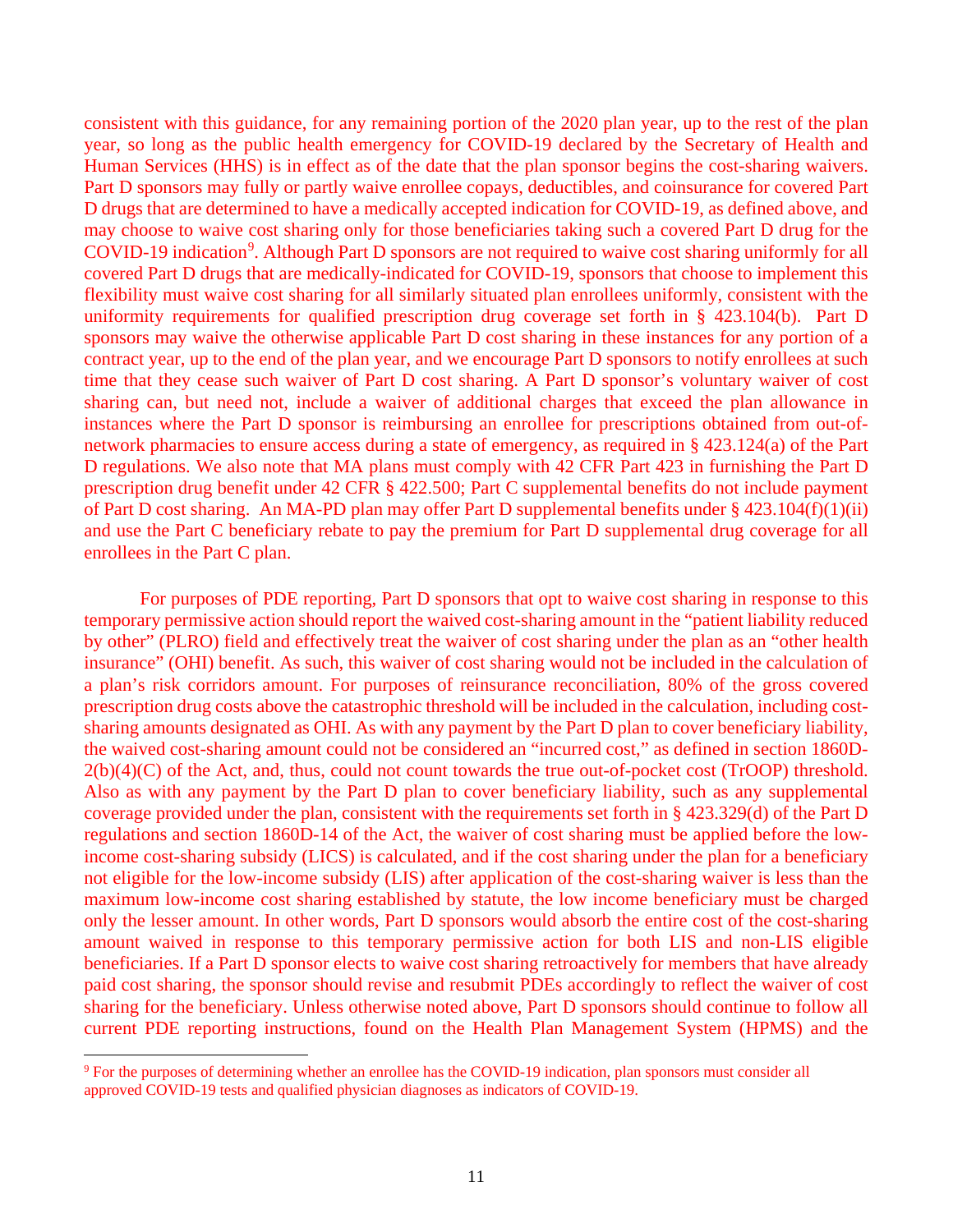consistent with this guidance, for any remaining portion of the 2020 plan year, up to the rest of the plan year, so long as the public health emergency for COVID-19 declared by the Secretary of Health and Human Services (HHS) is in effect as of the date that the plan sponsor begins the cost-sharing waivers. Part D sponsors may fully or partly waive enrollee copays, deductibles, and coinsurance for covered Part D drugs that are determined to have a medically accepted indication for COVID-19, as defined above, and may choose to waive cost sharing only for those beneficiaries taking such a covered Part D drug for the COVID-19 indication[9]. Although Part D sponsors are not required to waive cost sharing uniformly for all covered Part D drugs that are medically-indicated for COVID-19, sponsors that choose to implement this flexibility must waive cost sharing for all similarly situated plan enrollees uniformly, consistent with the uniformity requirements for qualified prescription drug coverage set forth in § 423.104(b). Part D sponsors may waive the otherwise applicable Part D cost sharing in these instances for any portion of a contract year, up to the end of the plan year, and we encourage Part D sponsors to notify enrollees at such time that they cease such waiver of Part D cost sharing. A Part D sponsor's voluntary waiver of cost sharing can, but need not, include a waiver of additional charges that exceed the plan allowance in instances where the Part D sponsor is reimbursing an enrollee for prescriptions obtained from out-of-network pharmacies to ensure access during a state of emergency, as required in § 423.124(a) of the Part D regulations. We also note that MA plans must comply with 42 CFR Part 423 in furnishing the Part D prescription drug benefit under 42 CFR § 422.500; Part C supplemental benefits do not include payment of Part D cost sharing. An MA-PD plan may offer Part D supplemental benefits under § 423.104(f)(1)(ii) and use the Part C beneficiary rebate to pay the premium for Part D supplemental drug coverage for all enrollees in the Part C plan.

For purposes of PDE reporting, Part D sponsors that opt to waive cost sharing in response to this temporary permissive action should report the waived cost-sharing amount in the "patient liability reduced by other" (PLRO) field and effectively treat the waiver of cost sharing under the plan as an "other health insurance" (OHI) benefit. As such, this waiver of cost sharing would not be included in the calculation of a plan's risk corridors amount. For purposes of reinsurance reconciliation, 80% of the gross covered prescription drug costs above the catastrophic threshold will be included in the calculation, including cost-sharing amounts designated as OHI. As with any payment by the Part D plan to cover beneficiary liability, the waived cost-sharing amount could not be considered an "incurred cost," as defined in section 1860D-2(b)(4)(C) of the Act, and, thus, could not count towards the true out-of-pocket cost (TrOOP) threshold. Also as with any payment by the Part D plan to cover beneficiary liability, such as any supplemental coverage provided under the plan, consistent with the requirements set forth in § 423.329(d) of the Part D regulations and section 1860D-14 of the Act, the waiver of cost sharing must be applied before the low-income cost-sharing subsidy (LICS) is calculated, and if the cost sharing under the plan for a beneficiary not eligible for the low-income subsidy (LIS) after application of the cost-sharing waiver is less than the maximum low-income cost sharing established by statute, the low income beneficiary must be charged only the lesser amount. In other words, Part D sponsors would absorb the entire cost of the cost-sharing amount waived in response to this temporary permissive action for both LIS and non-LIS eligible beneficiaries. If a Part D sponsor elects to waive cost sharing retroactively for members that have already paid cost sharing, the sponsor should revise and resubmit PDEs accordingly to reflect the waiver of cost sharing for the beneficiary. Unless otherwise noted above, Part D sponsors should continue to follow all current PDE reporting instructions, found on the Health Plan Management System (HPMS) and the

[9] For the purposes of determining whether an enrollee has the COVID-19 indication, plan sponsors must consider all approved COVID-19 tests and qualified physician diagnoses as indicators of COVID-19.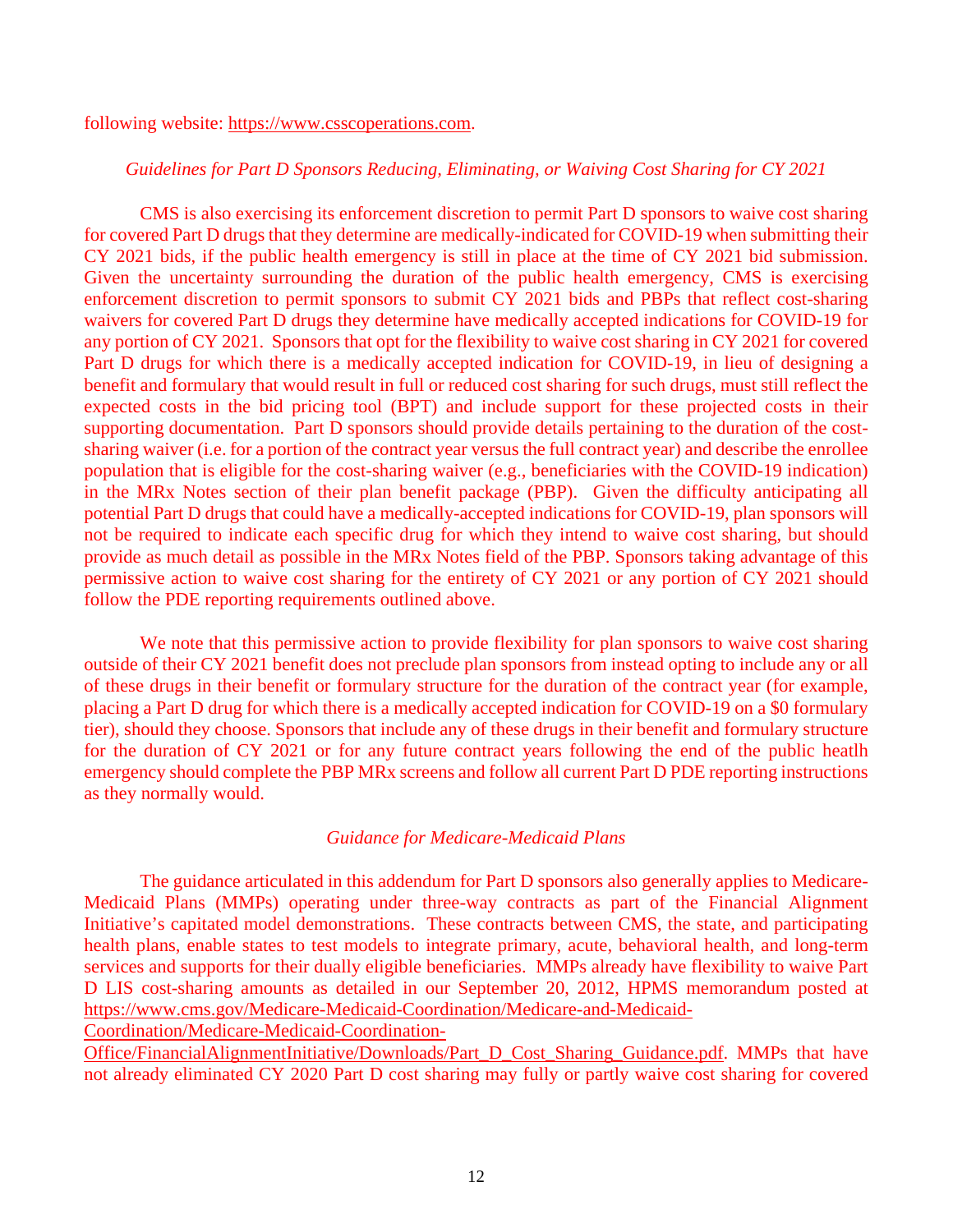following website: https://www.csscoperations.com.

*Guidelines for Part D Sponsors Reducing, Eliminating, or Waiving Cost Sharing for CY 2021*

CMS is also exercising its enforcement discretion to permit Part D sponsors to waive cost sharing for covered Part D drugs that they determine are medically-indicated for COVID-19 when submitting their CY 2021 bids, if the public health emergency is still in place at the time of CY 2021 bid submission. Given the uncertainty surrounding the duration of the public health emergency, CMS is exercising enforcement discretion to permit sponsors to submit CY 2021 bids and PBPs that reflect cost-sharing waivers for covered Part D drugs they determine have medically accepted indications for COVID-19 for any portion of CY 2021. Sponsors that opt for the flexibility to waive cost sharing in CY 2021 for covered Part D drugs for which there is a medically accepted indication for COVID-19, in lieu of designing a benefit and formulary that would result in full or reduced cost sharing for such drugs, must still reflect the expected costs in the bid pricing tool (BPT) and include support for these projected costs in their supporting documentation. Part D sponsors should provide details pertaining to the duration of the cost-sharing waiver (i.e. for a portion of the contract year versus the full contract year) and describe the enrollee population that is eligible for the cost-sharing waiver (e.g., beneficiaries with the COVID-19 indication) in the MRx Notes section of their plan benefit package (PBP). Given the difficulty anticipating all potential Part D drugs that could have a medically-accepted indications for COVID-19, plan sponsors will not be required to indicate each specific drug for which they intend to waive cost sharing, but should provide as much detail as possible in the MRx Notes field of the PBP. Sponsors taking advantage of this permissive action to waive cost sharing for the entirety of CY 2021 or any portion of CY 2021 should follow the PDE reporting requirements outlined above.

We note that this permissive action to provide flexibility for plan sponsors to waive cost sharing outside of their CY 2021 benefit does not preclude plan sponsors from instead opting to include any or all of these drugs in their benefit or formulary structure for the duration of the contract year (for example, placing a Part D drug for which there is a medically accepted indication for COVID-19 on a $0 formulary tier), should they choose. Sponsors that include any of these drugs in their benefit and formulary structure for the duration of CY 2021 or for any future contract years following the end of the public heatlh emergency should complete the PBP MRx screens and follow all current Part D PDE reporting instructions as they normally would.

*Guidance for Medicare-Medicaid Plans*

The guidance articulated in this addendum for Part D sponsors also generally applies to Medicare-Medicaid Plans (MMPs) operating under three-way contracts as part of the Financial Alignment Initiative's capitated model demonstrations. These contracts between CMS, the state, and participating health plans, enable states to test models to integrate primary, acute, behavioral health, and long-term services and supports for their dually eligible beneficiaries. MMPs already have flexibility to waive Part D LIS cost-sharing amounts as detailed in our September 20, 2012, HPMS memorandum posted at https://www.cms.gov/Medicare-Medicaid-Coordination/Medicare-and-Medicaid-Coordination/Medicare-Medicaid-Coordination-Office/FinancialAlignmentInitiative/Downloads/Part_D_Cost_Sharing_Guidance.pdf. MMPs that have not already eliminated CY 2020 Part D cost sharing may fully or partly waive cost sharing for covered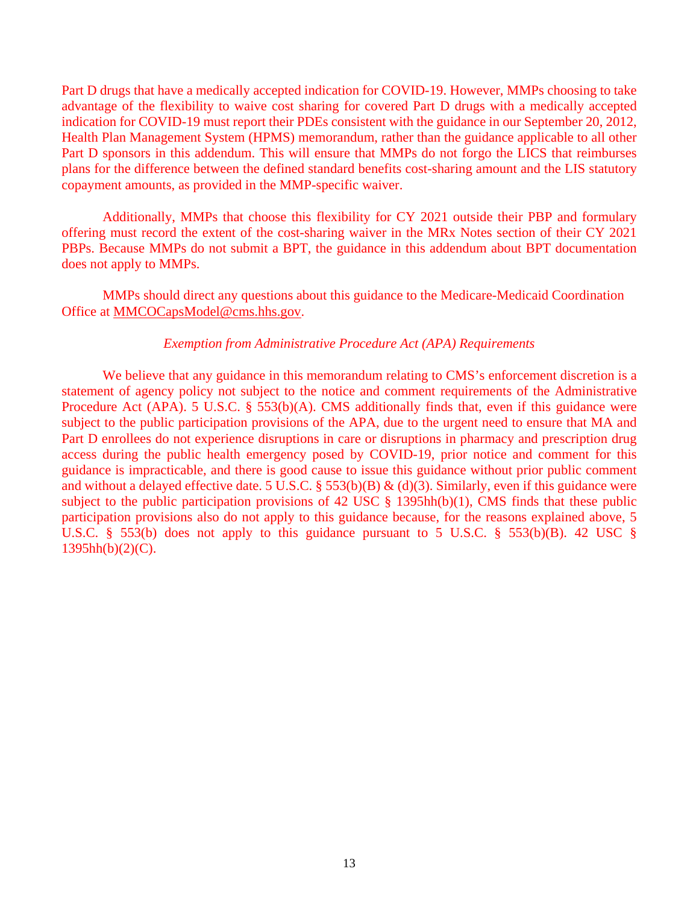Part D drugs that have a medically accepted indication for COVID-19. However, MMPs choosing to take advantage of the flexibility to waive cost sharing for covered Part D drugs with a medically accepted indication for COVID-19 must report their PDEs consistent with the guidance in our September 20, 2012, Health Plan Management System (HPMS) memorandum, rather than the guidance applicable to all other Part D sponsors in this addendum. This will ensure that MMPs do not forgo the LICS that reimburses plans for the difference between the defined standard benefits cost-sharing amount and the LIS statutory copayment amounts, as provided in the MMP-specific waiver.

Additionally, MMPs that choose this flexibility for CY 2021 outside their PBP and formulary offering must record the extent of the cost-sharing waiver in the MRx Notes section of their CY 2021 PBPs. Because MMPs do not submit a BPT, the guidance in this addendum about BPT documentation does not apply to MMPs.

MMPs should direct any questions about this guidance to the Medicare-Medicaid Coordination Office at MMCOCapsModel@cms.hhs.gov.

*Exemption from Administrative Procedure Act (APA) Requirements*

We believe that any guidance in this memorandum relating to CMS's enforcement discretion is a statement of agency policy not subject to the notice and comment requirements of the Administrative Procedure Act (APA). 5 U.S.C. § 553(b)(A). CMS additionally finds that, even if this guidance were subject to the public participation provisions of the APA, due to the urgent need to ensure that MA and Part D enrollees do not experience disruptions in care or disruptions in pharmacy and prescription drug access during the public health emergency posed by COVID-19, prior notice and comment for this guidance is impracticable, and there is good cause to issue this guidance without prior public comment and without a delayed effective date. 5 U.S.C. § 553(b)(B) & (d)(3). Similarly, even if this guidance were subject to the public participation provisions of 42 USC § 1395hh(b)(1), CMS finds that these public participation provisions also do not apply to this guidance because, for the reasons explained above, 5 U.S.C. § 553(b) does not apply to this guidance pursuant to 5 U.S.C. § 553(b)(B). 42 USC § 1395hh(b)(2)(C).